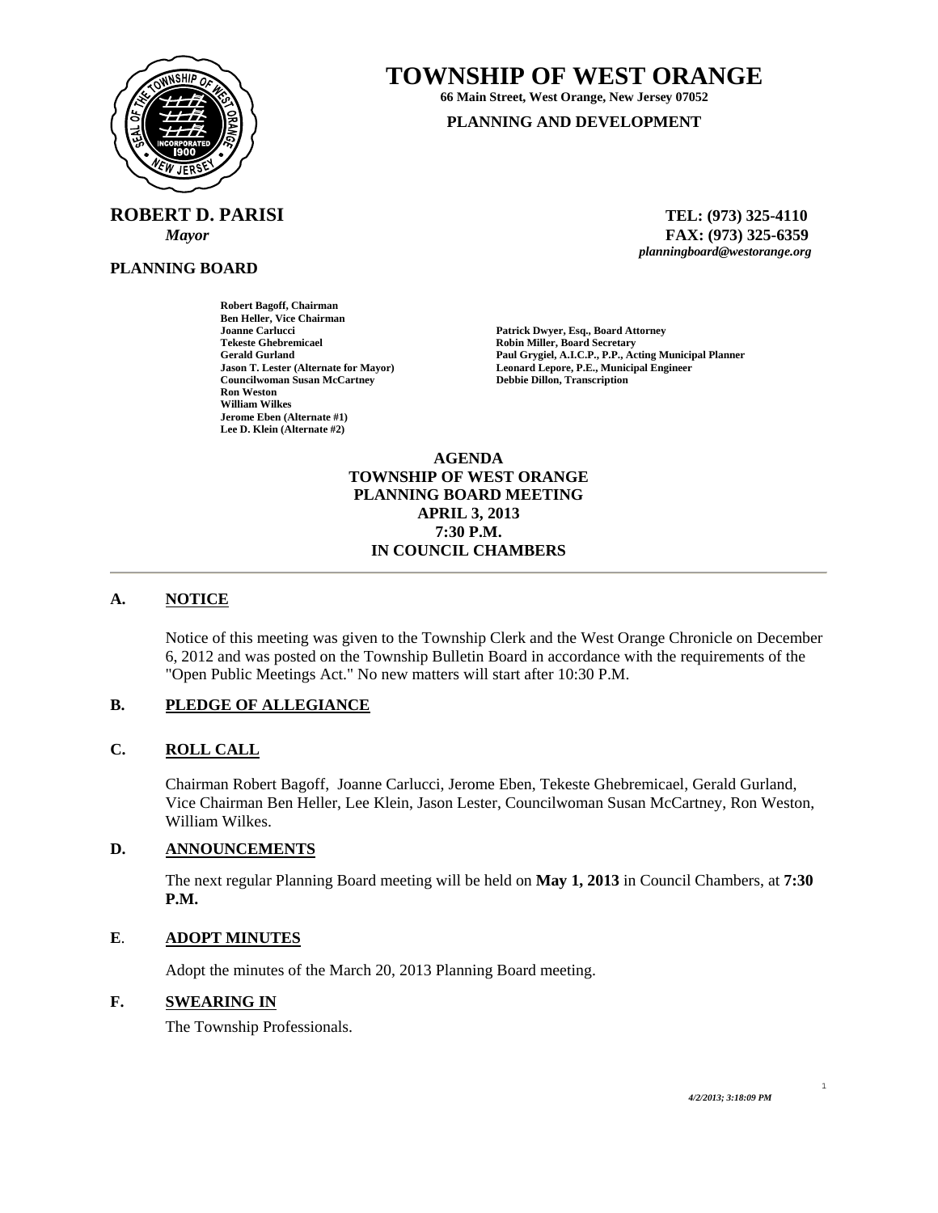# TOWNSHIP OF WEST ORANGE

**66 Main Street, West Orange, New Jersey 07052**

**PLANNING AND DEVELOPMENT**

**ROBERT D. PARISI**
*Mayor*

**TEL: (973) 325-4110**
**FAX: (973) 325-6359**
*planningboard@westorange.org*

**PLANNING BOARD**

**Robert Bagoff, Chairman**
**Ben Heller, Vice Chairman**
**Joanne Carlucci**
**Tekeste Ghebremicael**
**Gerald Gurland**
**Jason T. Lester (Alternate for Mayor)**
**Councilwoman Susan McCartney**
**Ron Weston**
**William Wilkes**
**Jerome Eben (Alternate #1)**
**Lee D. Klein (Alternate #2)**

**Patrick Dwyer, Esq., Board Attorney**
**Robin Miller, Board Secretary**
**Paul Grygiel, A.I.C.P., P.P., Acting Municipal Planner**
**Leonard Lepore, P.E., Municipal Engineer**
**Debbie Dillon, Transcription**

**AGENDA**
**TOWNSHIP OF WEST ORANGE**
**PLANNING BOARD MEETING**
**APRIL 3, 2013**
**7:30 P.M.**
**IN COUNCIL CHAMBERS**

---

## A. NOTICE

Notice of this meeting was given to the Township Clerk and the West Orange Chronicle on December 6, 2012 and was posted on the Township Bulletin Board in accordance with the requirements of the "Open Public Meetings Act." No new matters will start after 10:30 P.M.

## B. PLEDGE OF ALLEGIANCE

## C. ROLL CALL

Chairman Robert Bagoff, Joanne Carlucci, Jerome Eben, Tekeste Ghebremicael, Gerald Gurland, Vice Chairman Ben Heller, Lee Klein, Jason Lester, Councilwoman Susan McCartney, Ron Weston, William Wilkes.

## D. ANNOUNCEMENTS

The next regular Planning Board meeting will be held on **May 1, 2013** in Council Chambers, at **7:30 P.M.**

## E. ADOPT MINUTES

Adopt the minutes of the March 20, 2013 Planning Board meeting.

## F. SWEARING IN

The Township Professionals.

*4/2/2013; 3:18:09 PM*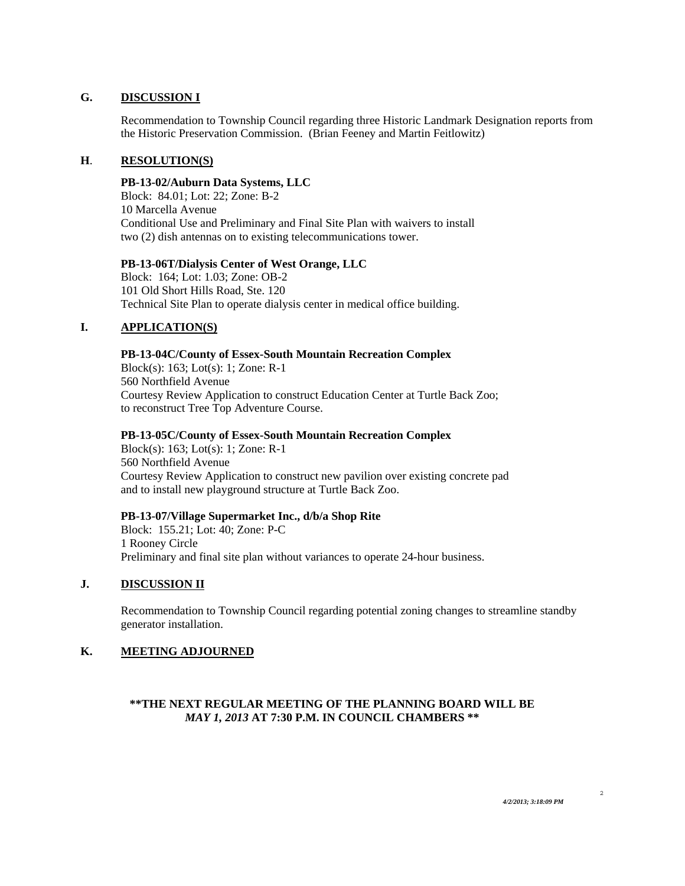## G. DISCUSSION I

Recommendation to Township Council regarding three Historic Landmark Designation reports from the Historic Preservation Commission. (Brian Feeney and Martin Feitlowitz)

## H. RESOLUTION(S)

**PB-13-02/Auburn Data Systems, LLC**
Block: 84.01; Lot: 22; Zone: B-2
10 Marcella Avenue
Conditional Use and Preliminary and Final Site Plan with waivers to install two (2) dish antennas on to existing telecommunications tower.

**PB-13-06T/Dialysis Center of West Orange, LLC**
Block: 164; Lot: 1.03; Zone: OB-2
101 Old Short Hills Road, Ste. 120
Technical Site Plan to operate dialysis center in medical office building.

## I. APPLICATION(S)

**PB-13-04C/County of Essex-South Mountain Recreation Complex**
Block(s): 163; Lot(s): 1; Zone: R-1
560 Northfield Avenue
Courtesy Review Application to construct Education Center at Turtle Back Zoo; to reconstruct Tree Top Adventure Course.

**PB-13-05C/County of Essex-South Mountain Recreation Complex**
Block(s): 163; Lot(s): 1; Zone: R-1
560 Northfield Avenue
Courtesy Review Application to construct new pavilion over existing concrete pad and to install new playground structure at Turtle Back Zoo.

**PB-13-07/Village Supermarket Inc., d/b/a Shop Rite**
Block: 155.21; Lot: 40; Zone: P-C
1 Rooney Circle
Preliminary and final site plan without variances to operate 24-hour business.

## J. DISCUSSION II

Recommendation to Township Council regarding potential zoning changes to streamline standby generator installation.

## K. MEETING ADJOURNED

**\*\*THE NEXT REGULAR MEETING OF THE PLANNING BOARD WILL BE *MAY 1, 2013* AT 7:30 P.M. IN COUNCIL CHAMBERS \*\***

*4/2/2013; 3:18:09 PM*